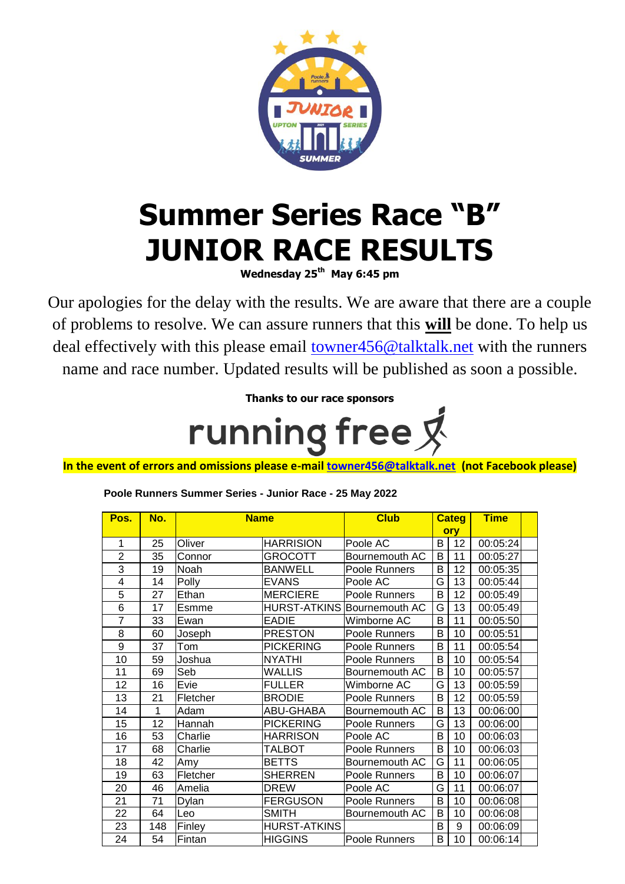# Summer Series Race "B"
# JUNIOR RACE RESULTS

**Wednesday 25th May 6:45 pm**

Our apologies for the delay with the results. We are aware that there are a couple of problems to resolve. We can assure runners that this **will** be done. To help us deal effectively with this please email towner456@talktalk.net with the runners name and race number. Updated results will be published as soon a possible.

**Thanks to our race sponsors**

running free

**In the event of errors and omissions please e-mail towner456@talktalk.net (not Facebook please)**

**Poole Runners Summer Series - Junior Race - 25 May 2022**

| Pos. | No. | Name | | Club | Category | | Time |
|---|---|---|---|---|---|---|---|
| 1 | 25 | Oliver | HARRISION | Poole AC | B | 12 | 00:05:24 |
| 2 | 35 | Connor | GROCOTT | Bournemouth AC | B | 11 | 00:05:27 |
| 3 | 19 | Noah | BANWELL | Poole Runners | B | 12 | 00:05:35 |
| 4 | 14 | Polly | EVANS | Poole AC | G | 13 | 00:05:44 |
| 5 | 27 | Ethan | MERCIERE | Poole Runners | B | 12 | 00:05:49 |
| 6 | 17 | Esmme | HURST-ATKINS | Bournemouth AC | G | 13 | 00:05:49 |
| 7 | 33 | Ewan | EADIE | Wimborne AC | B | 11 | 00:05:50 |
| 8 | 60 | Joseph | PRESTON | Poole Runners | B | 10 | 00:05:51 |
| 9 | 37 | Tom | PICKERING | Poole Runners | B | 11 | 00:05:54 |
| 10 | 59 | Joshua | NYATHI | Poole Runners | B | 10 | 00:05:54 |
| 11 | 69 | Seb | WALLIS | Bournemouth AC | B | 10 | 00:05:57 |
| 12 | 16 | Evie | FULLER | Wimborne AC | G | 13 | 00:05:59 |
| 13 | 21 | Fletcher | BRODIE | Poole Runners | B | 12 | 00:05:59 |
| 14 | 1 | Adam | ABU-GHABA | Bournemouth AC | B | 13 | 00:06:00 |
| 15 | 12 | Hannah | PICKERING | Poole Runners | G | 13 | 00:06:00 |
| 16 | 53 | Charlie | HARRISON | Poole AC | B | 10 | 00:06:03 |
| 17 | 68 | Charlie | TALBOT | Poole Runners | B | 10 | 00:06:03 |
| 18 | 42 | Amy | BETTS | Bournemouth AC | G | 11 | 00:06:05 |
| 19 | 63 | Fletcher | SHERREN | Poole Runners | B | 10 | 00:06:07 |
| 20 | 46 | Amelia | DREW | Poole AC | G | 11 | 00:06:07 |
| 21 | 71 | Dylan | FERGUSON | Poole Runners | B | 10 | 00:06:08 |
| 22 | 64 | Leo | SMITH | Bournemouth AC | B | 10 | 00:06:08 |
| 23 | 148 | Finley | HURST-ATKINS | | B | 9 | 00:06:09 |
| 24 | 54 | Fintan | HIGGINS | Poole Runners | B | 10 | 00:06:14 |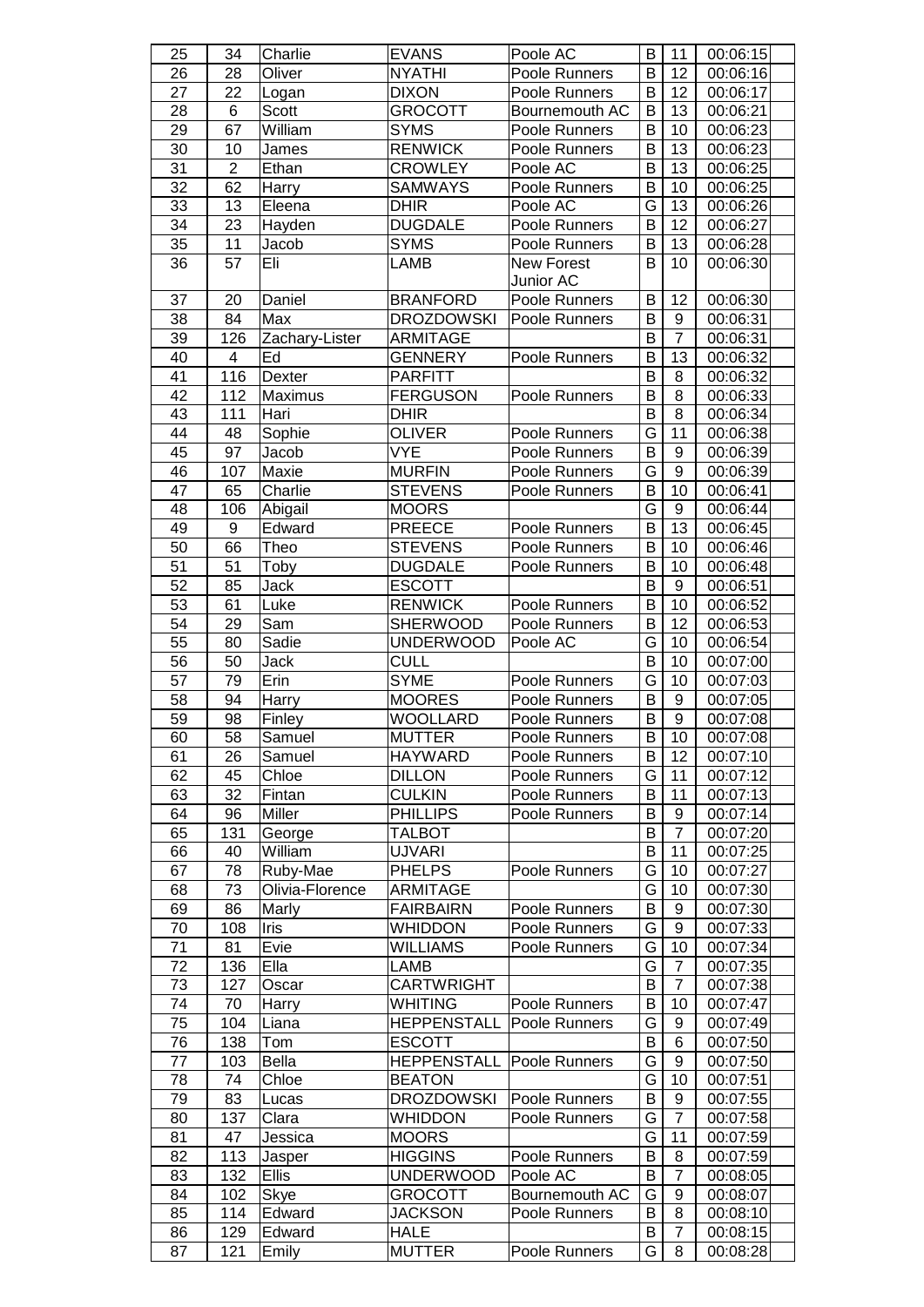| 25 | 34 | Charlie | EVANS | Poole AC | B | 11 | 00:06:15 |
|---|---|---|---|---|---|---|---|
| 26 | 28 | Oliver | NYATHI | Poole Runners | B | 12 | 00:06:16 |
| 27 | 22 | Logan | DIXON | Poole Runners | B | 12 | 00:06:17 |
| 28 | 6 | Scott | GROCOTT | Bournemouth AC | B | 13 | 00:06:21 |
| 29 | 67 | William | SYMS | Poole Runners | B | 10 | 00:06:23 |
| 30 | 10 | James | RENWICK | Poole Runners | B | 13 | 00:06:23 |
| 31 | 2 | Ethan | CROWLEY | Poole AC | B | 13 | 00:06:25 |
| 32 | 62 | Harry | SAMWAYS | Poole Runners | B | 10 | 00:06:25 |
| 33 | 13 | Eleena | DHIR | Poole AC | G | 13 | 00:06:26 |
| 34 | 23 | Hayden | DUGDALE | Poole Runners | B | 12 | 00:06:27 |
| 35 | 11 | Jacob | SYMS | Poole Runners | B | 13 | 00:06:28 |
| 36 | 57 | Eli | LAMB | New Forest Junior AC | B | 10 | 00:06:30 |
| 37 | 20 | Daniel | BRANFORD | Poole Runners | B | 12 | 00:06:30 |
| 38 | 84 | Max | DROZDOWSKI | Poole Runners | B | 9 | 00:06:31 |
| 39 | 126 | Zachary-Lister | ARMITAGE | | B | 7 | 00:06:31 |
| 40 | 4 | Ed | GENNERY | Poole Runners | B | 13 | 00:06:32 |
| 41 | 116 | Dexter | PARFITT | | B | 8 | 00:06:32 |
| 42 | 112 | Maximus | FERGUSON | Poole Runners | B | 8 | 00:06:33 |
| 43 | 111 | Hari | DHIR | | B | 8 | 00:06:34 |
| 44 | 48 | Sophie | OLIVER | Poole Runners | G | 11 | 00:06:38 |
| 45 | 97 | Jacob | VYE | Poole Runners | B | 9 | 00:06:39 |
| 46 | 107 | Maxie | MURFIN | Poole Runners | G | 9 | 00:06:39 |
| 47 | 65 | Charlie | STEVENS | Poole Runners | B | 10 | 00:06:41 |
| 48 | 106 | Abigail | MOORS | | G | 9 | 00:06:44 |
| 49 | 9 | Edward | PREECE | Poole Runners | B | 13 | 00:06:45 |
| 50 | 66 | Theo | STEVENS | Poole Runners | B | 10 | 00:06:46 |
| 51 | 51 | Toby | DUGDALE | Poole Runners | B | 10 | 00:06:48 |
| 52 | 85 | Jack | ESCOTT | | B | 9 | 00:06:51 |
| 53 | 61 | Luke | RENWICK | Poole Runners | B | 10 | 00:06:52 |
| 54 | 29 | Sam | SHERWOOD | Poole Runners | B | 12 | 00:06:53 |
| 55 | 80 | Sadie | UNDERWOOD | Poole AC | G | 10 | 00:06:54 |
| 56 | 50 | Jack | CULL | | B | 10 | 00:07:00 |
| 57 | 79 | Erin | SYME | Poole Runners | G | 10 | 00:07:03 |
| 58 | 94 | Harry | MOORES | Poole Runners | B | 9 | 00:07:05 |
| 59 | 98 | Finley | WOOLLARD | Poole Runners | B | 9 | 00:07:08 |
| 60 | 58 | Samuel | MUTTER | Poole Runners | B | 10 | 00:07:08 |
| 61 | 26 | Samuel | HAYWARD | Poole Runners | B | 12 | 00:07:10 |
| 62 | 45 | Chloe | DILLON | Poole Runners | G | 11 | 00:07:12 |
| 63 | 32 | Fintan | CULKIN | Poole Runners | B | 11 | 00:07:13 |
| 64 | 96 | Miller | PHILLIPS | Poole Runners | B | 9 | 00:07:14 |
| 65 | 131 | George | TALBOT | | B | 7 | 00:07:20 |
| 66 | 40 | William | UJVARI | | B | 11 | 00:07:25 |
| 67 | 78 | Ruby-Mae | PHELPS | Poole Runners | G | 10 | 00:07:27 |
| 68 | 73 | Olivia-Florence | ARMITAGE | | G | 10 | 00:07:30 |
| 69 | 86 | Marly | FAIRBAIRN | Poole Runners | B | 9 | 00:07:30 |
| 70 | 108 | Iris | WHIDDON | Poole Runners | G | 9 | 00:07:33 |
| 71 | 81 | Evie | WILLIAMS | Poole Runners | G | 10 | 00:07:34 |
| 72 | 136 | Ella | LAMB | | G | 7 | 00:07:35 |
| 73 | 127 | Oscar | CARTWRIGHT | | B | 7 | 00:07:38 |
| 74 | 70 | Harry | WHITING | Poole Runners | B | 10 | 00:07:47 |
| 75 | 104 | Liana | HEPPENSTALL | Poole Runners | G | 9 | 00:07:49 |
| 76 | 138 | Tom | ESCOTT | | B | 6 | 00:07:50 |
| 77 | 103 | Bella | HEPPENSTALL | Poole Runners | G | 9 | 00:07:50 |
| 78 | 74 | Chloe | BEATON | | G | 10 | 00:07:51 |
| 79 | 83 | Lucas | DROZDOWSKI | Poole Runners | B | 9 | 00:07:55 |
| 80 | 137 | Clara | WHIDDON | Poole Runners | G | 7 | 00:07:58 |
| 81 | 47 | Jessica | MOORS | | G | 11 | 00:07:59 |
| 82 | 113 | Jasper | HIGGINS | Poole Runners | B | 8 | 00:07:59 |
| 83 | 132 | Ellis | UNDERWOOD | Poole AC | B | 7 | 00:08:05 |
| 84 | 102 | Skye | GROCOTT | Bournemouth AC | G | 9 | 00:08:07 |
| 85 | 114 | Edward | JACKSON | Poole Runners | B | 8 | 00:08:10 |
| 86 | 129 | Edward | HALE | | B | 7 | 00:08:15 |
| 87 | 121 | Emily | MUTTER | Poole Runners | G | 8 | 00:08:28 |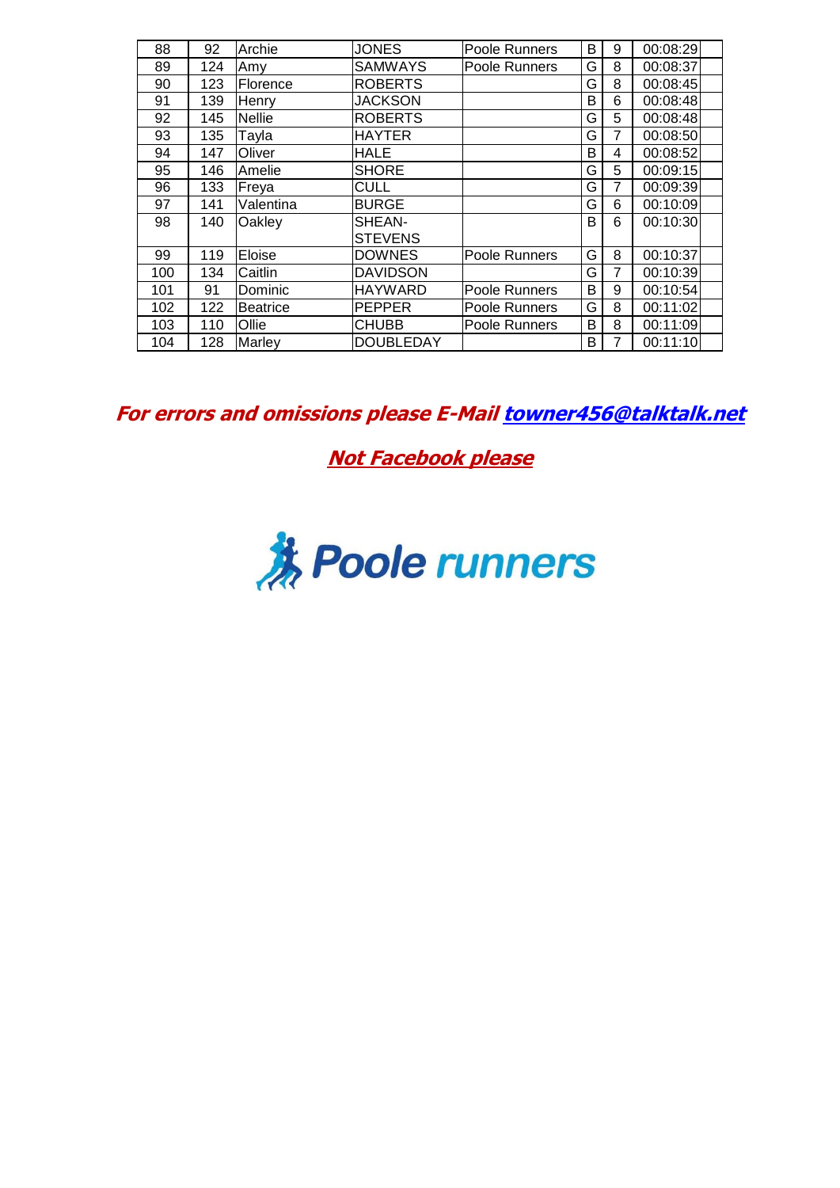| | | | | | | | |
|---|---|---|---|---|---|---|---|
| 88 | 92 | Archie | JONES | Poole Runners | B | 9 | 00:08:29 |
| 89 | 124 | Amy | SAMWAYS | Poole Runners | G | 8 | 00:08:37 |
| 90 | 123 | Florence | ROBERTS | | G | 8 | 00:08:45 |
| 91 | 139 | Henry | JACKSON | | B | 6 | 00:08:48 |
| 92 | 145 | Nellie | ROBERTS | | G | 5 | 00:08:48 |
| 93 | 135 | Tayla | HAYTER | | G | 7 | 00:08:50 |
| 94 | 147 | Oliver | HALE | | B | 4 | 00:08:52 |
| 95 | 146 | Amelie | SHORE | | G | 5 | 00:09:15 |
| 96 | 133 | Freya | CULL | | G | 7 | 00:09:39 |
| 97 | 141 | Valentina | BURGE | | G | 6 | 00:10:09 |
| 98 | 140 | Oakley | SHEAN-STEVENS | | B | 6 | 00:10:30 |
| 99 | 119 | Eloise | DOWNES | Poole Runners | G | 8 | 00:10:37 |
| 100 | 134 | Caitlin | DAVIDSON | | G | 7 | 00:10:39 |
| 101 | 91 | Dominic | HAYWARD | Poole Runners | B | 9 | 00:10:54 |
| 102 | 122 | Beatrice | PEPPER | Poole Runners | G | 8 | 00:11:02 |
| 103 | 110 | Ollie | CHUBB | Poole Runners | B | 8 | 00:11:09 |
| 104 | 128 | Marley | DOUBLEDAY | | B | 7 | 00:11:10 |

***For errors and omissions please E-Mail towner456@talktalk.net***

***Not Facebook please***

Poole runners